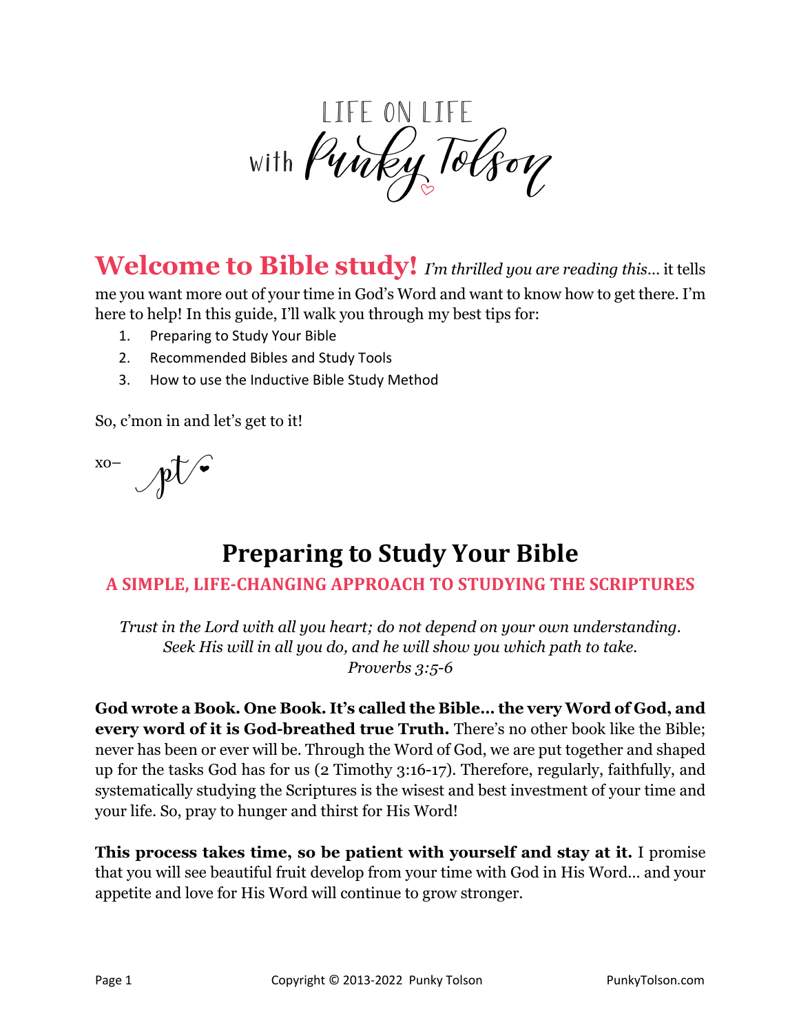LIFE ON LIFE

with Punky Tolson

**Welcome to Bible study!** *I'm thrilled you are reading this…* it tells me you want more out of your time in God's Word and want to know how to get there. I'm here to help! In this guide, I'll walk you through my best tips for:

1. Preparing to Study Your Bible
2. Recommended Bibles and Study Tools
3. How to use the Inductive Bible Study Method

So, c'mon in and let's get to it!

xo– pt

## Preparing to Study Your Bible

### A SIMPLE, LIFE-CHANGING APPROACH TO STUDYING THE SCRIPTURES

*Trust in the Lord with all you heart; do not depend on your own understanding.*
*Seek His will in all you do, and he will show you which path to take.*
*Proverbs 3:5-6*

**God wrote a Book. One Book. It's called the Bible… the very Word of God, and every word of it is God-breathed true Truth.** There's no other book like the Bible; never has been or ever will be. Through the Word of God, we are put together and shaped up for the tasks God has for us (2 Timothy 3:16-17). Therefore, regularly, faithfully, and systematically studying the Scriptures is the wisest and best investment of your time and your life. So, pray to hunger and thirst for His Word!

**This process takes time, so be patient with yourself and stay at it.** I promise that you will see beautiful fruit develop from your time with God in His Word… and your appetite and love for His Word will continue to grow stronger.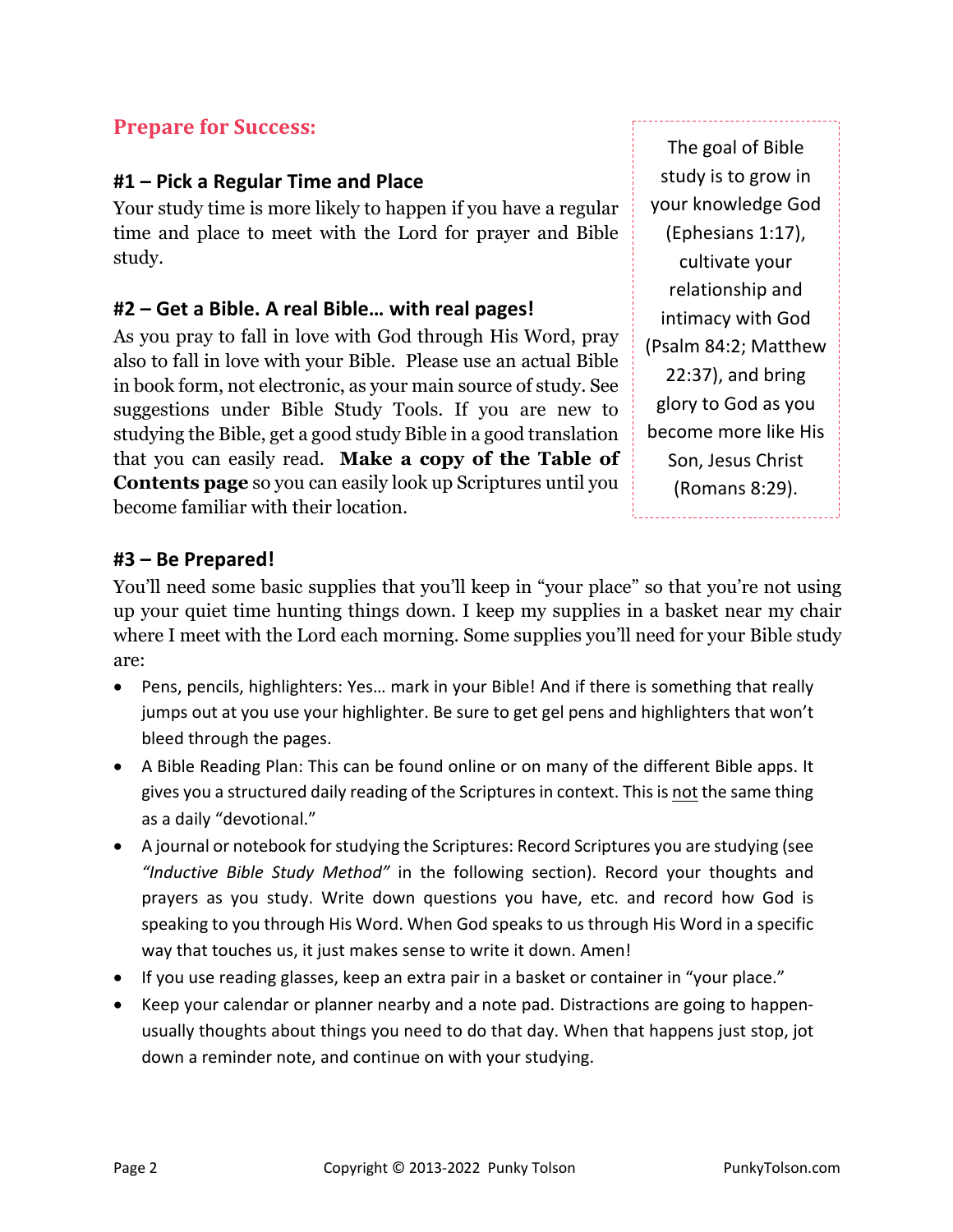## Prepare for Success:

### #1 – Pick a Regular Time and Place

Your study time is more likely to happen if you have a regular time and place to meet with the Lord for prayer and Bible study.

### #2 – Get a Bible. A real Bible… with real pages!

As you pray to fall in love with God through His Word, pray also to fall in love with your Bible. Please use an actual Bible in book form, not electronic, as your main source of study. See suggestions under Bible Study Tools. If you are new to studying the Bible, get a good study Bible in a good translation that you can easily read. **Make a copy of the Table of Contents page** so you can easily look up Scriptures until you become familiar with their location.

> The goal of Bible study is to grow in your knowledge God (Ephesians 1:17), cultivate your relationship and intimacy with God (Psalm 84:2; Matthew 22:37), and bring glory to God as you become more like His Son, Jesus Christ (Romans 8:29).

### #3 – Be Prepared!

You'll need some basic supplies that you'll keep in "your place" so that you're not using up your quiet time hunting things down. I keep my supplies in a basket near my chair where I meet with the Lord each morning. Some supplies you'll need for your Bible study are:

- Pens, pencils, highlighters: Yes… mark in your Bible! And if there is something that really jumps out at you use your highlighter. Be sure to get gel pens and highlighters that won't bleed through the pages.
- A Bible Reading Plan: This can be found online or on many of the different Bible apps. It gives you a structured daily reading of the Scriptures in context. This is <u>not</u> the same thing as a daily "devotional."
- A journal or notebook for studying the Scriptures: Record Scriptures you are studying (see *"Inductive Bible Study Method"* in the following section). Record your thoughts and prayers as you study. Write down questions you have, etc. and record how God is speaking to you through His Word. When God speaks to us through His Word in a specific way that touches us, it just makes sense to write it down. Amen!
- If you use reading glasses, keep an extra pair in a basket or container in "your place."
- Keep your calendar or planner nearby and a note pad. Distractions are going to happen- usually thoughts about things you need to do that day. When that happens just stop, jot down a reminder note, and continue on with your studying.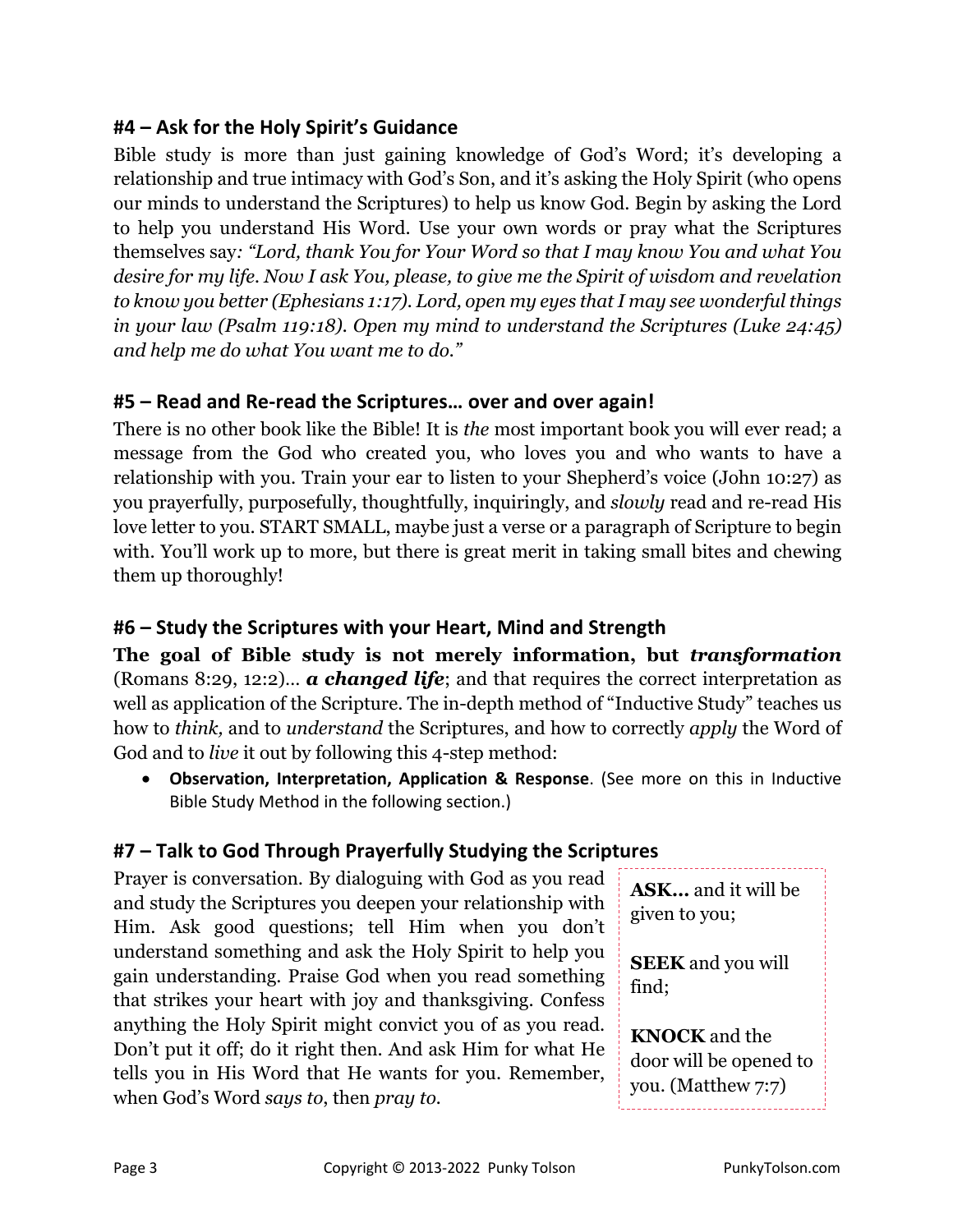### #4 – Ask for the Holy Spirit's Guidance

Bible study is more than just gaining knowledge of God's Word; it's developing a relationship and true intimacy with God's Son, and it's asking the Holy Spirit (who opens our minds to understand the Scriptures) to help us know God. Begin by asking the Lord to help you understand His Word. Use your own words or pray what the Scriptures themselves say*: "Lord, thank You for Your Word so that I may know You and what You desire for my life. Now I ask You, please, to give me the Spirit of wisdom and revelation to know you better (Ephesians 1:17). Lord, open my eyes that I may see wonderful things in your law (Psalm 119:18). Open my mind to understand the Scriptures (Luke 24:45) and help me do what You want me to do."*

### #5 – Read and Re-read the Scriptures… over and over again!

There is no other book like the Bible! It is *the* most important book you will ever read; a message from the God who created you, who loves you and who wants to have a relationship with you. Train your ear to listen to your Shepherd's voice (John 10:27) as you prayerfully, purposefully, thoughtfully, inquiringly, and *slowly* read and re-read His love letter to you. START SMALL, maybe just a verse or a paragraph of Scripture to begin with. You'll work up to more, but there is great merit in taking small bites and chewing them up thoroughly!

### #6 – Study the Scriptures with your Heart, Mind and Strength

**The goal of Bible study is not merely information, but *transformation*** (Romans 8:29, 12:2)… ***a changed life***; and that requires the correct interpretation as well as application of the Scripture. The in-depth method of "Inductive Study" teaches us how to *think,* and to *understand* the Scriptures, and how to correctly *apply* the Word of God and to *live* it out by following this 4-step method:

- **Observation, Interpretation, Application & Response**. (See more on this in Inductive Bible Study Method in the following section.)

### #7 – Talk to God Through Prayerfully Studying the Scriptures

Prayer is conversation. By dialoguing with God as you read and study the Scriptures you deepen your relationship with Him. Ask good questions; tell Him when you don't understand something and ask the Holy Spirit to help you gain understanding. Praise God when you read something that strikes your heart with joy and thanksgiving. Confess anything the Holy Spirit might convict you of as you read. Don't put it off; do it right then. And ask Him for what He tells you in His Word that He wants for you. Remember, when God's Word *says to*, then *pray to.*

**ASK…** and it will be given to you;

**SEEK** and you will find;

**KNOCK** and the door will be opened to you. (Matthew 7:7)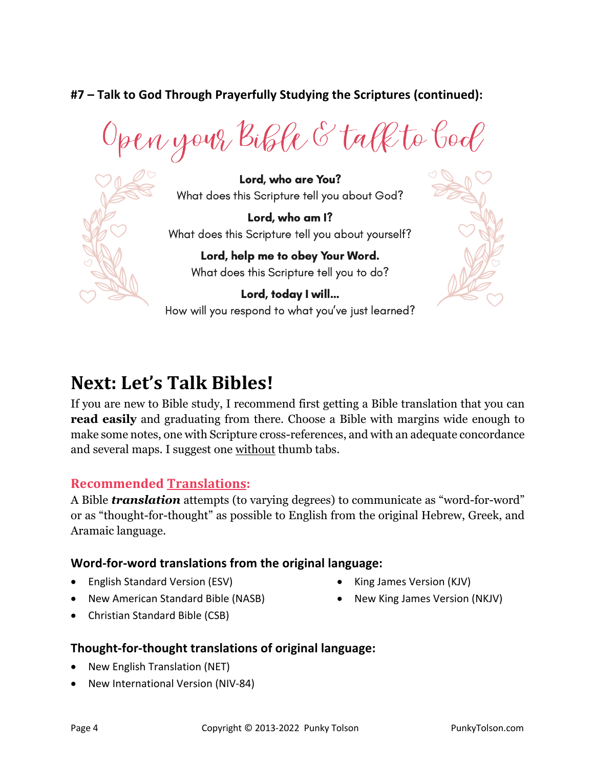**#7 – Talk to God Through Prayerfully Studying the Scriptures (continued):**

Open your Bible & talk to God

**Lord, who are You?**
What does this Scripture tell you about God?

**Lord, who am I?**
What does this Scripture tell you about yourself?

**Lord, help me to obey Your Word.**
What does this Scripture tell you to do?

**Lord, today I will...**
How will you respond to what you've just learned?

# Next: Let's Talk Bibles!

If you are new to Bible study, I recommend first getting a Bible translation that you can **read easily** and graduating from there. Choose a Bible with margins wide enough to make some notes, one with Scripture cross-references, and with an adequate concordance and several maps. I suggest one <u>without</u> thumb tabs.

### Recommended <u>Translations</u>:

A Bible ***translation*** attempts (to varying degrees) to communicate as "word-for-word" or as "thought-for-thought" as possible to English from the original Hebrew, Greek, and Aramaic language.

#### Word-for-word translations from the original language:

- English Standard Version (ESV)
- New American Standard Bible (NASB)
- Christian Standard Bible (CSB)
- King James Version (KJV)
- New King James Version (NKJV)

#### Thought-for-thought translations of original language:

- New English Translation (NET)
- New International Version (NIV-84)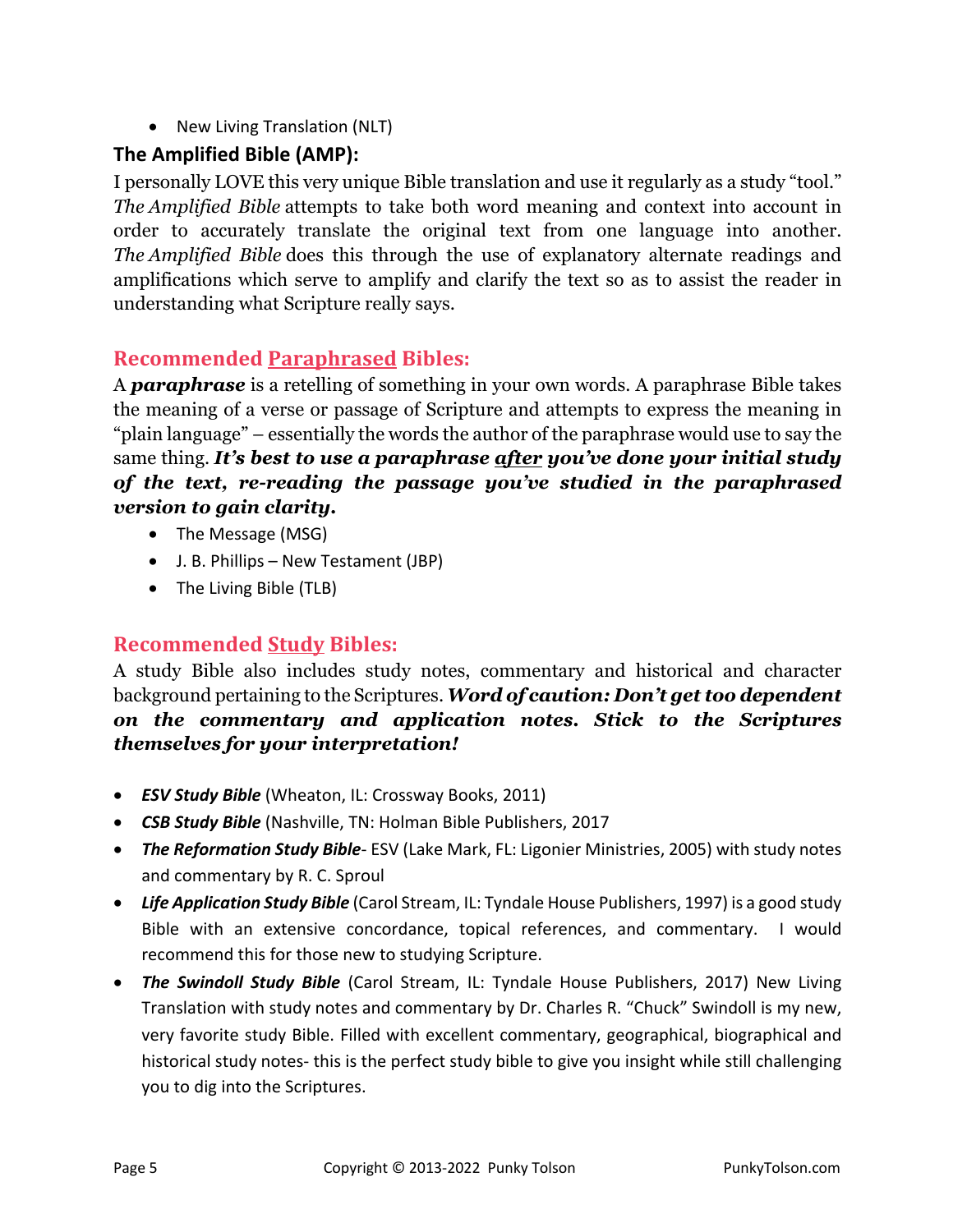- New Living Translation (NLT)

### The Amplified Bible (AMP):

I personally LOVE this very unique Bible translation and use it regularly as a study "tool." *The Amplified Bible* attempts to take both word meaning and context into account in order to accurately translate the original text from one language into another. *The Amplified Bible* does this through the use of explanatory alternate readings and amplifications which serve to amplify and clarify the text so as to assist the reader in understanding what Scripture really says.

### Recommended <u>Paraphrased</u> Bibles:

A ***paraphrase*** is a retelling of something in your own words. A paraphrase Bible takes the meaning of a verse or passage of Scripture and attempts to express the meaning in "plain language" – essentially the words the author of the paraphrase would use to say the same thing. ***It's best to use a paraphrase <u>after</u> you've done your initial study of the text, re-reading the passage you've studied in the paraphrased version to gain clarity.***

- The Message (MSG)
- J. B. Phillips – New Testament (JBP)
- The Living Bible (TLB)

### Recommended <u>Study</u> Bibles:

A study Bible also includes study notes, commentary and historical and character background pertaining to the Scriptures. ***Word of caution: Don't get too dependent on the commentary and application notes. Stick to the Scriptures themselves for your interpretation!***

- ***ESV Study Bible*** (Wheaton, IL: Crossway Books, 2011)
- ***CSB Study Bible*** (Nashville, TN: Holman Bible Publishers, 2017
- ***The Reformation Study Bible***- ESV (Lake Mark, FL: Ligonier Ministries, 2005) with study notes and commentary by R. C. Sproul
- ***Life Application Study Bible*** (Carol Stream, IL: Tyndale House Publishers, 1997) is a good study Bible with an extensive concordance, topical references, and commentary. I would recommend this for those new to studying Scripture.
- ***The Swindoll Study Bible*** (Carol Stream, IL: Tyndale House Publishers, 2017) New Living Translation with study notes and commentary by Dr. Charles R. "Chuck" Swindoll is my new, very favorite study Bible. Filled with excellent commentary, geographical, biographical and historical study notes- this is the perfect study bible to give you insight while still challenging you to dig into the Scriptures.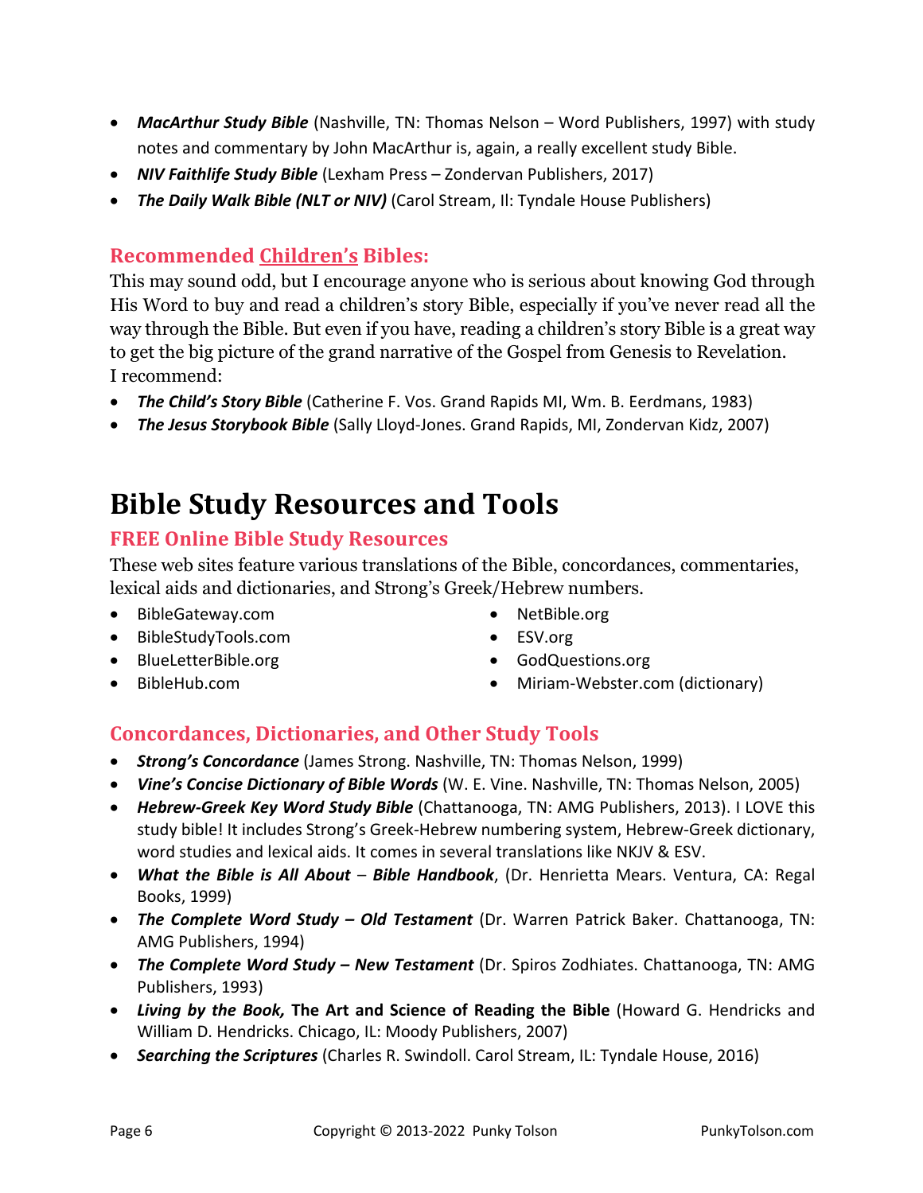- ***MacArthur Study Bible*** (Nashville, TN: Thomas Nelson – Word Publishers, 1997) with study notes and commentary by John MacArthur is, again, a really excellent study Bible.
- ***NIV Faithlife Study Bible*** (Lexham Press – Zondervan Publishers, 2017)
- ***The Daily Walk Bible (NLT or NIV)*** (Carol Stream, Il: Tyndale House Publishers)

### Recommended <u>Children's</u> Bibles:

This may sound odd, but I encourage anyone who is serious about knowing God through His Word to buy and read a children's story Bible, especially if you've never read all the way through the Bible. But even if you have, reading a children's story Bible is a great way to get the big picture of the grand narrative of the Gospel from Genesis to Revelation.
I recommend:

- ***The Child's Story Bible*** (Catherine F. Vos. Grand Rapids MI, Wm. B. Eerdmans, 1983)
- ***The Jesus Storybook Bible*** (Sally Lloyd-Jones. Grand Rapids, MI, Zondervan Kidz, 2007)

## Bible Study Resources and Tools

### FREE Online Bible Study Resources

These web sites feature various translations of the Bible, concordances, commentaries, lexical aids and dictionaries, and Strong's Greek/Hebrew numbers.

- BibleGateway.com
- BibleStudyTools.com
- BlueLetterBible.org
- BibleHub.com
- NetBible.org
- ESV.org
- GodQuestions.org
- Miriam-Webster.com (dictionary)

### Concordances, Dictionaries, and Other Study Tools

- ***Strong's Concordance*** (James Strong. Nashville, TN: Thomas Nelson, 1999)
- ***Vine's Concise Dictionary of Bible Words*** (W. E. Vine. Nashville, TN: Thomas Nelson, 2005)
- ***Hebrew-Greek Key Word Study Bible*** (Chattanooga, TN: AMG Publishers, 2013). I LOVE this study bible! It includes Strong's Greek-Hebrew numbering system, Hebrew-Greek dictionary, word studies and lexical aids. It comes in several translations like NKJV & ESV.
- ***What the Bible is All About* – *Bible Handbook***, (Dr. Henrietta Mears. Ventura, CA: Regal Books, 1999)
- ***The Complete Word Study – Old Testament*** (Dr. Warren Patrick Baker. Chattanooga, TN: AMG Publishers, 1994)
- ***The Complete Word Study – New Testament*** (Dr. Spiros Zodhiates. Chattanooga, TN: AMG Publishers, 1993)
- ***Living by the Book,* The Art and Science of Reading the Bible** (Howard G. Hendricks and William D. Hendricks. Chicago, IL: Moody Publishers, 2007)
- ***Searching the Scriptures*** (Charles R. Swindoll. Carol Stream, IL: Tyndale House, 2016)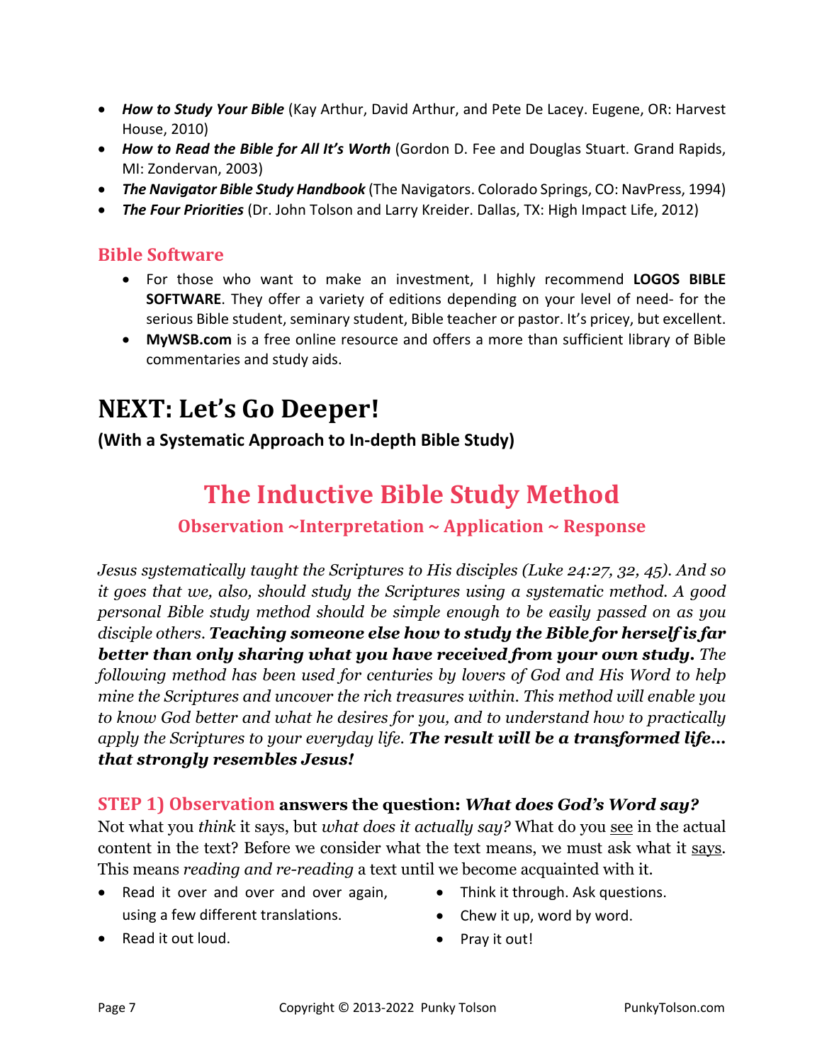- ***How to Study Your Bible*** (Kay Arthur, David Arthur, and Pete De Lacey. Eugene, OR: Harvest House, 2010)
- ***How to Read the Bible for All It's Worth*** (Gordon D. Fee and Douglas Stuart. Grand Rapids, MI: Zondervan, 2003)
- ***The Navigator Bible Study Handbook*** (The Navigators. Colorado Springs, CO: NavPress, 1994)
- ***The Four Priorities*** (Dr. John Tolson and Larry Kreider. Dallas, TX: High Impact Life, 2012)

### Bible Software

- For those who want to make an investment, I highly recommend **LOGOS BIBLE SOFTWARE**. They offer a variety of editions depending on your level of need- for the serious Bible student, seminary student, Bible teacher or pastor. It's pricey, but excellent.
- **MyWSB.com** is a free online resource and offers a more than sufficient library of Bible commentaries and study aids.

# NEXT: Let's Go Deeper!

**(With a Systematic Approach to In-depth Bible Study)**

## The Inductive Bible Study Method

### Observation ~Interpretation ~ Application ~ Response

*Jesus systematically taught the Scriptures to His disciples (Luke 24:27, 32, 45). And so it goes that we, also, should study the Scriptures using a systematic method. A good personal Bible study method should be simple enough to be easily passed on as you disciple others.* ***Teaching someone else how to study the Bible for herself is far better than only sharing what you have received from your own study.*** *The following method has been used for centuries by lovers of God and His Word to help mine the Scriptures and uncover the rich treasures within. This method will enable you to know God better and what he desires for you, and to understand how to practically apply the Scriptures to your everyday life.* ***The result will be a transformed life… that strongly resembles Jesus!***

**STEP 1) Observation answers the question: *What does God's Word say?***
Not what you *think* it says, but *what does it actually say?* What do you see in the actual content in the text? Before we consider what the text means, we must ask what it says. This means *reading and re-reading* a text until we become acquainted with it.

- Read it over and over and over again, using a few different translations.
- Read it out loud.
- Think it through. Ask questions.
- Chew it up, word by word.
- Pray it out!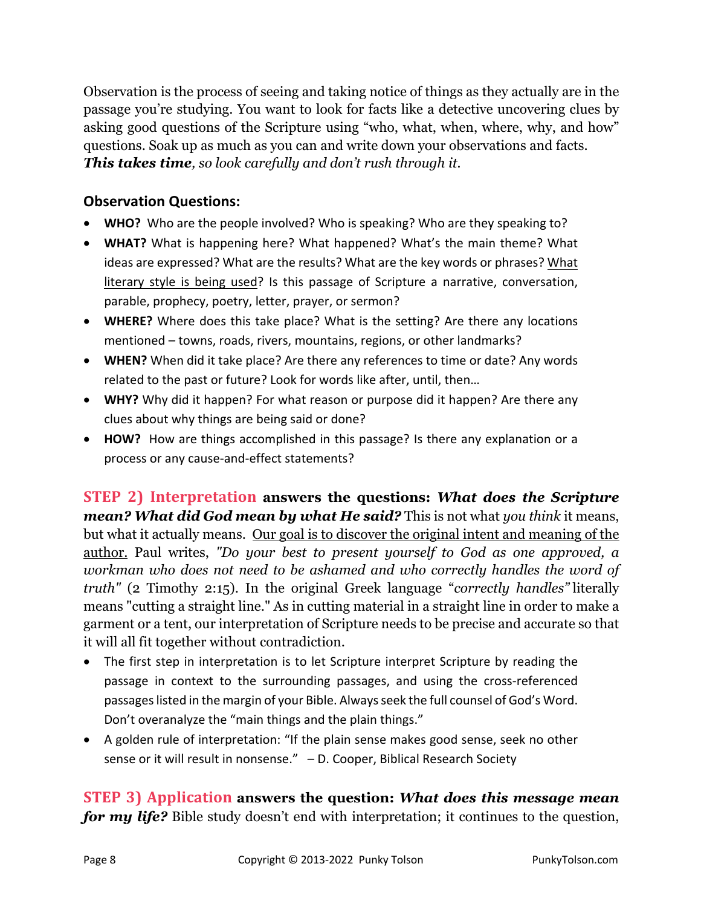Observation is the process of seeing and taking notice of things as they actually are in the passage you're studying. You want to look for facts like a detective uncovering clues by asking good questions of the Scripture using "who, what, when, where, why, and how" questions. Soak up as much as you can and write down your observations and facts. ***This takes time****, so look carefully and don't rush through it.*

### Observation Questions:

- **WHO?** Who are the people involved? Who is speaking? Who are they speaking to?
- **WHAT?** What is happening here? What happened? What's the main theme? What ideas are expressed? What are the results? What are the key words or phrases? <u>What literary style is being used</u>? Is this passage of Scripture a narrative, conversation, parable, prophecy, poetry, letter, prayer, or sermon?
- **WHERE?** Where does this take place? What is the setting? Are there any locations mentioned – towns, roads, rivers, mountains, regions, or other landmarks?
- **WHEN?** When did it take place? Are there any references to time or date? Any words related to the past or future? Look for words like after, until, then…
- **WHY?** Why did it happen? For what reason or purpose did it happen? Are there any clues about why things are being said or done?
- **HOW?** How are things accomplished in this passage? Is there any explanation or a process or any cause-and-effect statements?

**STEP 2) Interpretation answers the questions: *What does the Scripture mean? What did God mean by what He said?*** This is not what *you think* it means, but what it actually means. <u>Our goal is to discover the original intent and meaning of the author.</u> Paul writes, *"Do your best to present yourself to God as one approved, a workman who does not need to be ashamed and who correctly handles the word of truth"* (2 Timothy 2:15). In the original Greek language "*correctly handles"* literally means "cutting a straight line." As in cutting material in a straight line in order to make a garment or a tent, our interpretation of Scripture needs to be precise and accurate so that it will all fit together without contradiction.

- The first step in interpretation is to let Scripture interpret Scripture by reading the passage in context to the surrounding passages, and using the cross-referenced passages listed in the margin of your Bible. Always seek the full counsel of God's Word. Don't overanalyze the "main things and the plain things."
- A golden rule of interpretation: "If the plain sense makes good sense, seek no other sense or it will result in nonsense." – D. Cooper, Biblical Research Society

**STEP 3) Application answers the question: *What does this message mean for my life?*** Bible study doesn't end with interpretation; it continues to the question,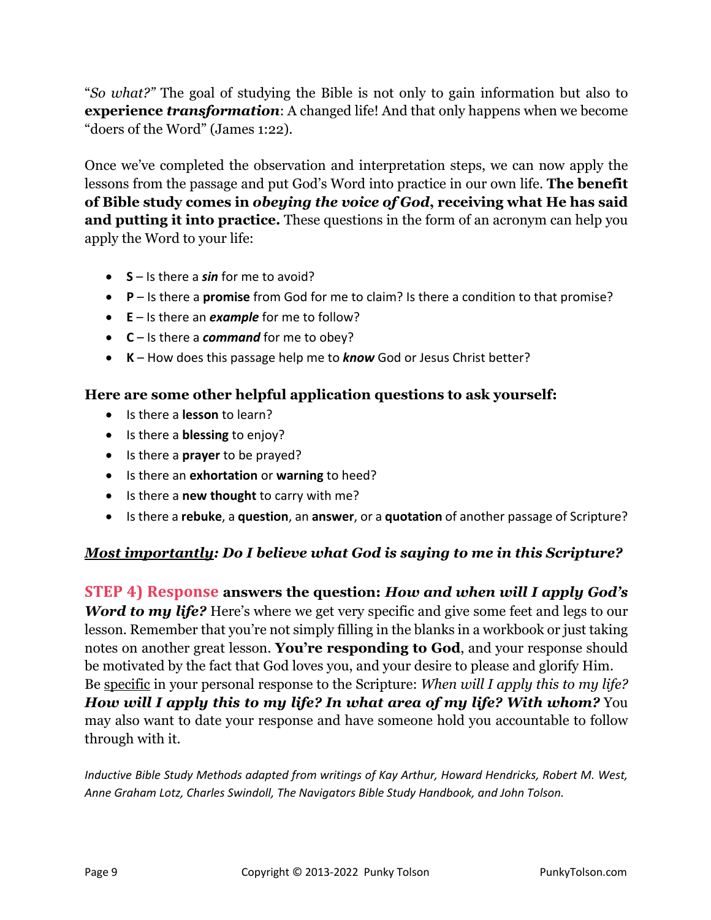"*So what?"* The goal of studying the Bible is not only to gain information but also to **experience *transformation***: A changed life! And that only happens when we become "doers of the Word" (James 1:22).

Once we've completed the observation and interpretation steps, we can now apply the lessons from the passage and put God's Word into practice in our own life. **The benefit of Bible study comes in *obeying the voice of God*, receiving what He has said and putting it into practice.** These questions in the form of an acronym can help you apply the Word to your life:

- **S** – Is there a ***sin*** for me to avoid?
- **P** – Is there a **promise** from God for me to claim? Is there a condition to that promise?
- **E** – Is there an ***example*** for me to follow?
- **C** – Is there a ***command*** for me to obey?
- **K** – How does this passage help me to ***know*** God or Jesus Christ better?

**Here are some other helpful application questions to ask yourself:**

- Is there a **lesson** to learn?
- Is there a **blessing** to enjoy?
- Is there a **prayer** to be prayed?
- Is there an **exhortation** or **warning** to heed?
- Is there a **new thought** to carry with me?
- Is there a **rebuke**, a **question**, an **answer**, or a **quotation** of another passage of Scripture?

***<u>Most importantly</u>: Do I believe what God is saying to me in this Scripture?***

**STEP 4) Response answers the question: *How and when will I apply God's Word to my life?*** Here's where we get very specific and give some feet and legs to our lesson. Remember that you're not simply filling in the blanks in a workbook or just taking notes on another great lesson. **You're responding to God**, and your response should be motivated by the fact that God loves you, and your desire to please and glorify Him. Be <u>specific</u> in your personal response to the Scripture: *When will I apply this to my life?* ***How will I apply this to my life? In what area of my life? With whom?*** You may also want to date your response and have someone hold you accountable to follow through with it.

*Inductive Bible Study Methods adapted from writings of Kay Arthur, Howard Hendricks, Robert M. West, Anne Graham Lotz, Charles Swindoll, The Navigators Bible Study Handbook, and John Tolson.*